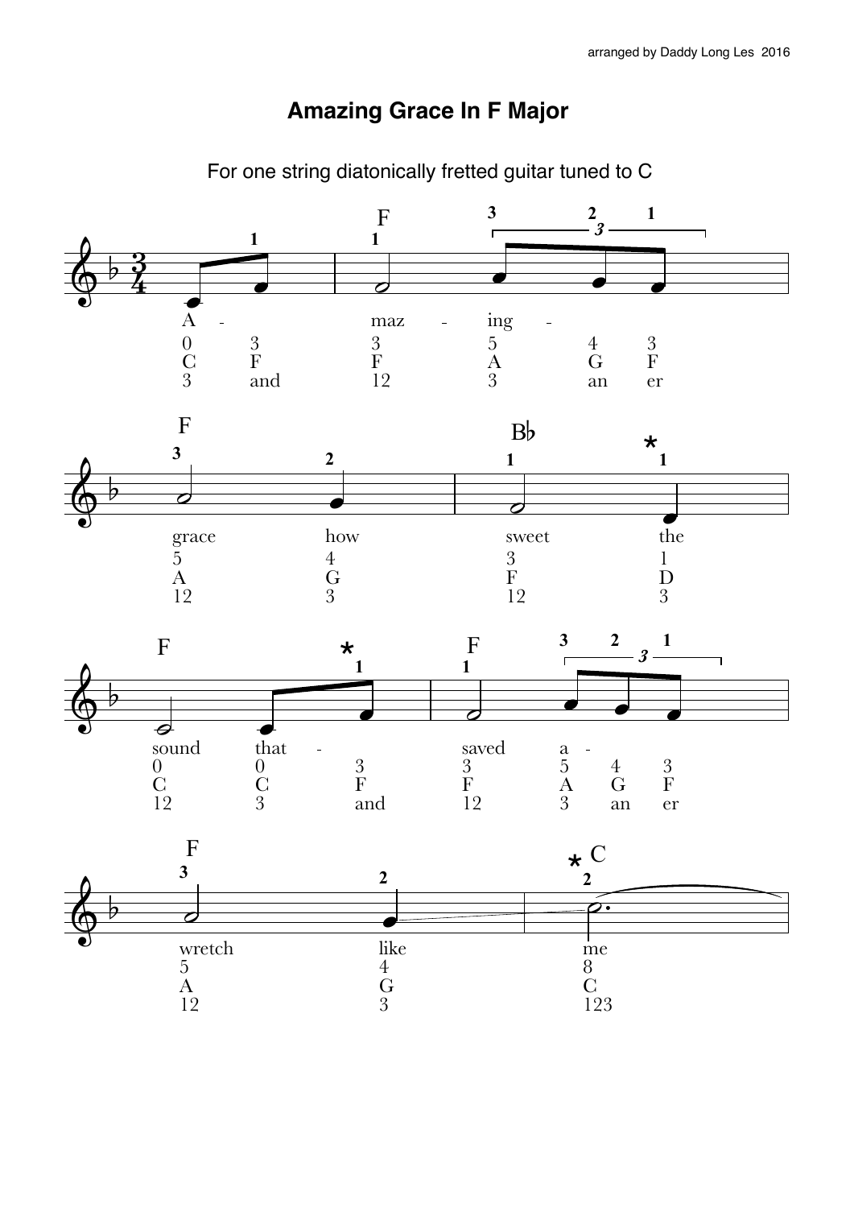arranged by Daddy Long Les 2016

# Amazing Grace In F Major

For one string diatonically fretted guitar tuned to C

| A - | | maz - | ing - | | |
|---|---|---|---|---|---|
| 0 | 3 | 3 | 5 | 4 | 3 |
| C | F | F | A | G | F |
| 3 | and | 12 | 3 | an | er |

| grace | how | sweet | the |
|---|---|---|---|
| 5 | 4 | 3 | 1 |
| A | G | F | D |
| 12 | 3 | 12 | 3 |

| sound | that - | | saved | a - | | |
|---|---|---|---|---|---|---|
| 0 | 0 | 3 | 3 | 5 | 4 | 3 |
| C | C | F | F | A | G | F |
| 12 | 3 | and | 12 | 3 | an | er |

| wretch | like | me |
|---|---|---|
| 5 | 4 | 8 |
| A | G | C |
| 12 | 3 | 123 |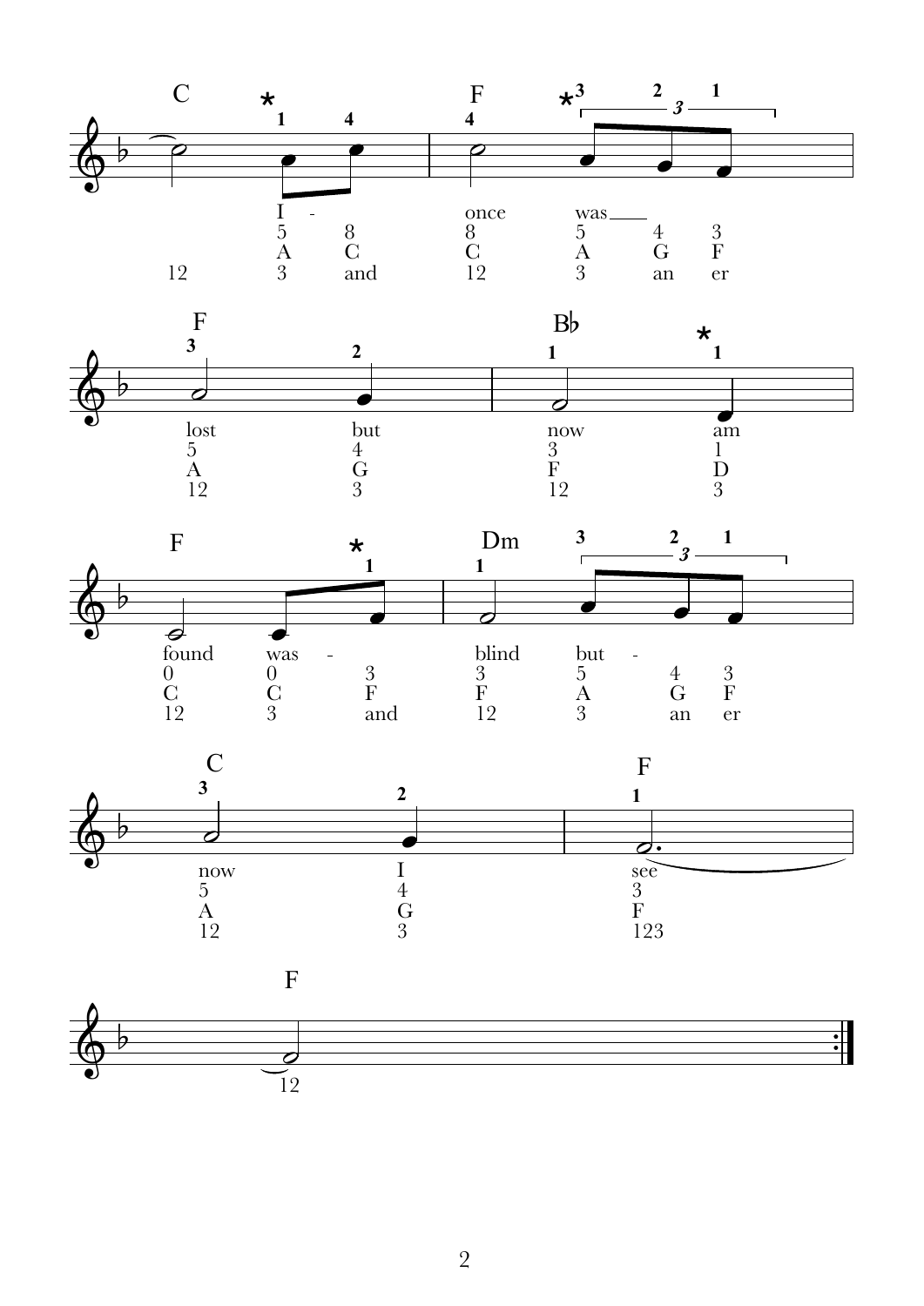C * 1 4 | F 4 *3 2 3 1

I - once was\_\_\_\_

5 8 8 5 4 3

A C C A G F

12 3 and 12 3 an er

F 3 2 | B♭ 1 * 1

lost but now am

5 4 3 1

A G F D

12 3 12 3

F * 1 | Dm 1 3 2 3 1

found was - blind but -

0 0 3 3 5 4 3

C C F F A G F

12 3 and 12 3 an er

C 3 2 | F 1

now I see

5 4 3

A G F

12 3 123

F

12